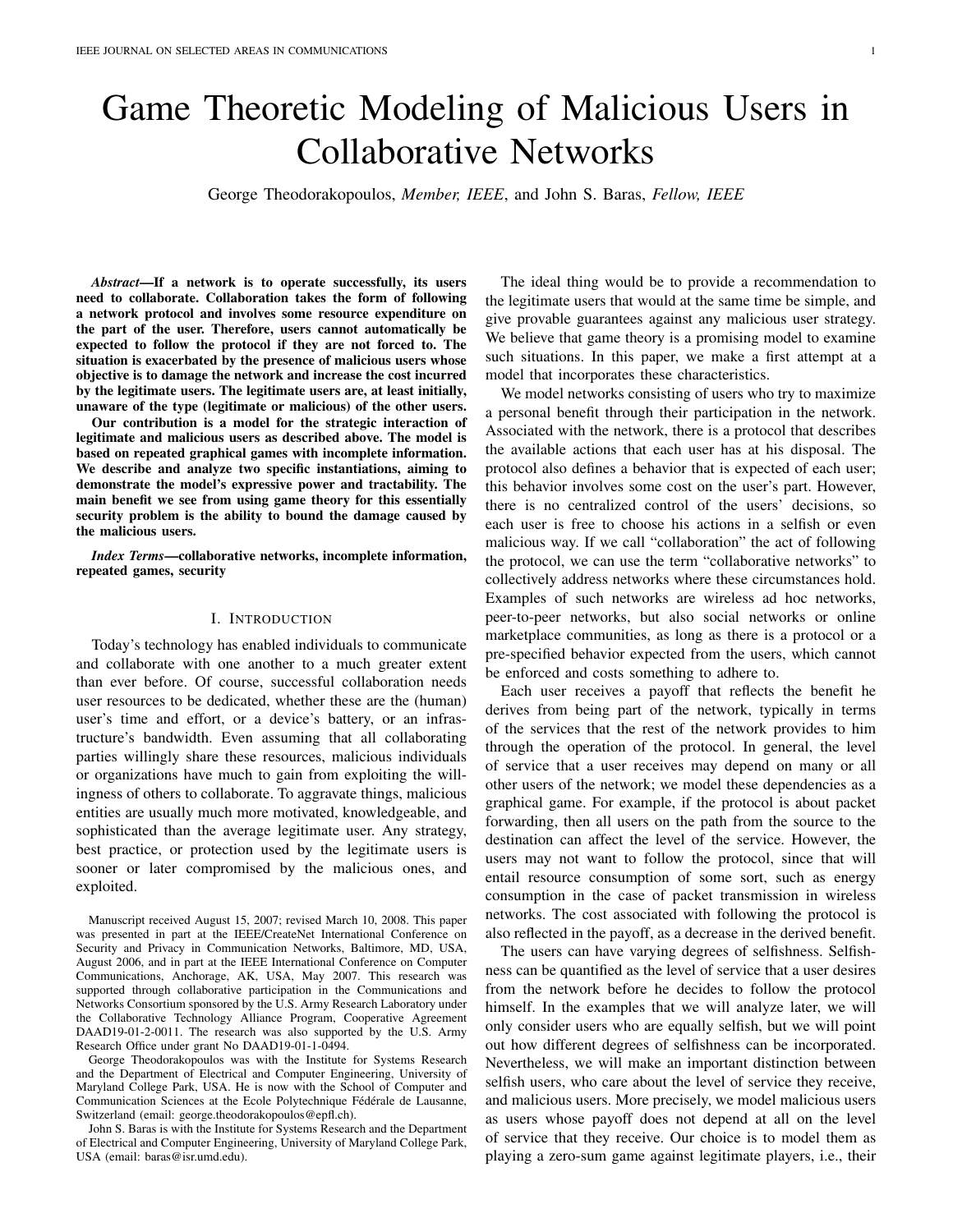# Game Theoretic Modeling of Malicious Users in Collaborative Networks

George Theodorakopoulos, *Member, IEEE*, and John S. Baras, *Fellow, IEEE*

***Abstract*—If a network is to operate successfully, its users need to collaborate. Collaboration takes the form of following a network protocol and involves some resource expenditure on the part of the user. Therefore, users cannot automatically be expected to follow the protocol if they are not forced to. The situation is exacerbated by the presence of malicious users whose objective is to damage the network and increase the cost incurred by the legitimate users. The legitimate users are, at least initially, unaware of the type (legitimate or malicious) of the other users.**

**Our contribution is a model for the strategic interaction of legitimate and malicious users as described above. The model is based on repeated graphical games with incomplete information. We describe and analyze two specific instantiations, aiming to demonstrate the model's expressive power and tractability. The main benefit we see from using game theory for this essentially security problem is the ability to bound the damage caused by the malicious users.**

***Index Terms*—collaborative networks, incomplete information, repeated games, security**

## I. Introduction

Today's technology has enabled individuals to communicate and collaborate with one another to a much greater extent than ever before. Of course, successful collaboration needs user resources to be dedicated, whether these are the (human) user's time and effort, or a device's battery, or an infrastructure's bandwidth. Even assuming that all collaborating parties willingly share these resources, malicious individuals or organizations have much to gain from exploiting the willingness of others to collaborate. To aggravate things, malicious entities are usually much more motivated, knowledgeable, and sophisticated than the average legitimate user. Any strategy, best practice, or protection used by the legitimate users is sooner or later compromised by the malicious ones, and exploited.

Manuscript received August 15, 2007; revised March 10, 2008. This paper was presented in part at the IEEE/CreateNet International Conference on Security and Privacy in Communication Networks, Baltimore, MD, USA, August 2006, and in part at the IEEE International Conference on Computer Communications, Anchorage, AK, USA, May 2007. This research was supported through collaborative participation in the Communications and Networks Consortium sponsored by the U.S. Army Research Laboratory under the Collaborative Technology Alliance Program, Cooperative Agreement DAAD19-01-2-0011. The research was also supported by the U.S. Army Research Office under grant No DAAD19-01-1-0494.

George Theodorakopoulos was with the Institute for Systems Research and the Department of Electrical and Computer Engineering, University of Maryland College Park, USA. He is now with the School of Computer and Communication Sciences at the Ecole Polytechnique Fédérale de Lausanne, Switzerland (email: george.theodorakopoulos@epfl.ch).

John S. Baras is with the Institute for Systems Research and the Department of Electrical and Computer Engineering, University of Maryland College Park, USA (email: baras@isr.umd.edu).

The ideal thing would be to provide a recommendation to the legitimate users that would at the same time be simple, and give provable guarantees against any malicious user strategy. We believe that game theory is a promising model to examine such situations. In this paper, we make a first attempt at a model that incorporates these characteristics.

We model networks consisting of users who try to maximize a personal benefit through their participation in the network. Associated with the network, there is a protocol that describes the available actions that each user has at his disposal. The protocol also defines a behavior that is expected of each user; this behavior involves some cost on the user's part. However, there is no centralized control of the users' decisions, so each user is free to choose his actions in a selfish or even malicious way. If we call "collaboration" the act of following the protocol, we can use the term "collaborative networks" to collectively address networks where these circumstances hold. Examples of such networks are wireless ad hoc networks, peer-to-peer networks, but also social networks or online marketplace communities, as long as there is a protocol or a pre-specified behavior expected from the users, which cannot be enforced and costs something to adhere to.

Each user receives a payoff that reflects the benefit he derives from being part of the network, typically in terms of the services that the rest of the network provides to him through the operation of the protocol. In general, the level of service that a user receives may depend on many or all other users of the network; we model these dependencies as a graphical game. For example, if the protocol is about packet forwarding, then all users on the path from the source to the destination can affect the level of the service. However, the users may not want to follow the protocol, since that will entail resource consumption of some sort, such as energy consumption in the case of packet transmission in wireless networks. The cost associated with following the protocol is also reflected in the payoff, as a decrease in the derived benefit.

The users can have varying degrees of selfishness. Selfishness can be quantified as the level of service that a user desires from the network before he decides to follow the protocol himself. In the examples that we will analyze later, we will only consider users who are equally selfish, but we will point out how different degrees of selfishness can be incorporated. Nevertheless, we will make an important distinction between selfish users, who care about the level of service they receive, and malicious users. More precisely, we model malicious users as users whose payoff does not depend at all on the level of service that they receive. Our choice is to model them as playing a zero-sum game against legitimate players, i.e., their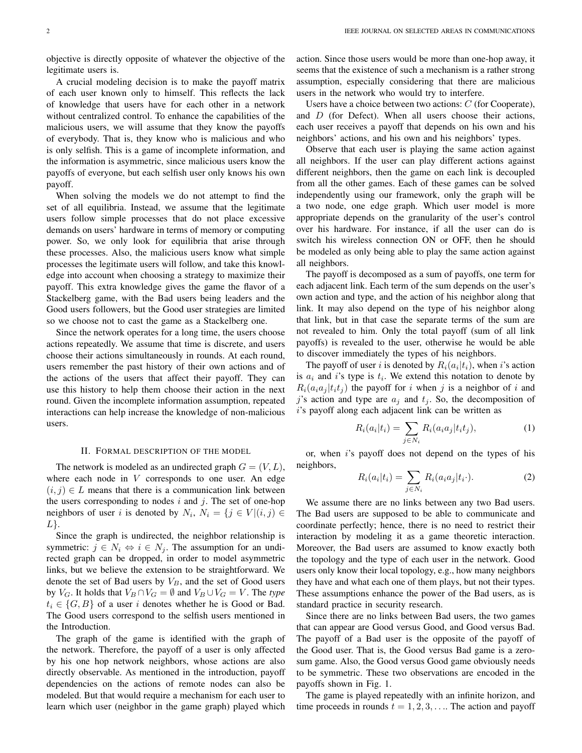objective is directly opposite of whatever the objective of the legitimate users is.

A crucial modeling decision is to make the payoff matrix of each user known only to himself. This reflects the lack of knowledge that users have for each other in a network without centralized control. To enhance the capabilities of the malicious users, we will assume that they know the payoffs of everybody. That is, they know who is malicious and who is only selfish. This is a game of incomplete information, and the information is asymmetric, since malicious users know the payoffs of everyone, but each selfish user only knows his own payoff.

When solving the models we do not attempt to find the set of all equilibria. Instead, we assume that the legitimate users follow simple processes that do not place excessive demands on users' hardware in terms of memory or computing power. So, we only look for equilibria that arise through these processes. Also, the malicious users know what simple processes the legitimate users will follow, and take this knowledge into account when choosing a strategy to maximize their payoff. This extra knowledge gives the game the flavor of a Stackelberg game, with the Bad users being leaders and the Good users followers, but the Good user strategies are limited so we choose not to cast the game as a Stackelberg one.

Since the network operates for a long time, the users choose actions repeatedly. We assume that time is discrete, and users choose their actions simultaneously in rounds. At each round, users remember the past history of their own actions and of the actions of the users that affect their payoff. They can use this history to help them choose their action in the next round. Given the incomplete information assumption, repeated interactions can help increase the knowledge of non-malicious users.

## II. Formal description of the model

The network is modeled as an undirected graph $G = (V, L)$, where each node in $V$ corresponds to one user. An edge $(i, j) \in L$ means that there is a communication link between the users corresponding to nodes $i$ and $j$. The set of one-hop neighbors of user $i$ is denoted by $N_i$, $N_i = \{j \in V | (i, j) \in L\}$.

Since the graph is undirected, the neighbor relationship is symmetric: $j \in N_i \Leftrightarrow i \in N_j$. The assumption for an undirected graph can be dropped, in order to model asymmetric links, but we believe the extension to be straightforward. We denote the set of Bad users by $V_B$, and the set of Good users by $V_G$. It holds that $V_B \cap V_G = \emptyset$ and $V_B \cup V_G = V$. The *type* $t_i \in \{G, B\}$ of a user $i$ denotes whether he is Good or Bad. The Good users correspond to the selfish users mentioned in the Introduction.

The graph of the game is identified with the graph of the network. Therefore, the payoff of a user is only affected by his one hop network neighbors, whose actions are also directly observable. As mentioned in the introduction, payoff dependencies on the actions of remote nodes can also be modeled. But that would require a mechanism for each user to learn which user (neighbor in the game graph) played which action. Since those users would be more than one-hop away, it seems that the existence of such a mechanism is a rather strong assumption, especially considering that there are malicious users in the network who would try to interfere.

Users have a choice between two actions: $C$ (for Cooperate), and $D$ (for Defect). When all users choose their actions, each user receives a payoff that depends on his own and his neighbors' actions, and his own and his neighbors' types.

Observe that each user is playing the same action against all neighbors. If the user can play different actions against different neighbors, then the game on each link is decoupled from all the other games. Each of these games can be solved independently using our framework, only the graph will be a two node, one edge graph. Which user model is more appropriate depends on the granularity of the user's control over his hardware. For instance, if all the user can do is switch his wireless connection ON or OFF, then he should be modeled as only being able to play the same action against all neighbors.

The payoff is decomposed as a sum of payoffs, one term for each adjacent link. Each term of the sum depends on the user's own action and type, and the action of his neighbor along that link. It may also depend on the type of his neighbor along that link, but in that case the separate terms of the sum are not revealed to him. Only the total payoff (sum of all link payoffs) is revealed to the user, otherwise he would be able to discover immediately the types of his neighbors.

The payoff of user $i$ is denoted by $R_i(a_i|t_i)$, when $i$'s action is $a_i$ and $i$'s type is $t_i$. We extend this notation to denote by $R_i(a_i a_j|t_i t_j)$ the payoff for $i$ when $j$ is a neighbor of $i$ and $j$'s action and type are $a_j$ and $t_j$. So, the decomposition of $i$'s payoff along each adjacent link can be written as

$$R_i(a_i|t_i) = \sum_{j \in N_i} R_i(a_i a_j|t_i t_j), \tag{1}$$

or, when $i$'s payoff does not depend on the types of his neighbors,

$$R_i(a_i|t_i) = \sum_{j \in N_i} R_i(a_i a_j|t_i \cdot). \tag{2}$$

We assume there are no links between any two Bad users. The Bad users are supposed to be able to communicate and coordinate perfectly; hence, there is no need to restrict their interaction by modeling it as a game theoretic interaction. Moreover, the Bad users are assumed to know exactly both the topology and the type of each user in the network. Good users only know their local topology, e.g., how many neighbors they have and what each one of them plays, but not their types. These assumptions enhance the power of the Bad users, as is standard practice in security research.

Since there are no links between Bad users, the two games that can appear are Good versus Good, and Good versus Bad. The payoff of a Bad user is the opposite of the payoff of the Good user. That is, the Good versus Bad game is a zero-sum game. Also, the Good versus Good game obviously needs to be symmetric. These two observations are encoded in the payoffs shown in Fig. 1.

The game is played repeatedly with an infinite horizon, and time proceeds in rounds $t = 1, 2, 3, \ldots$. The action and payoff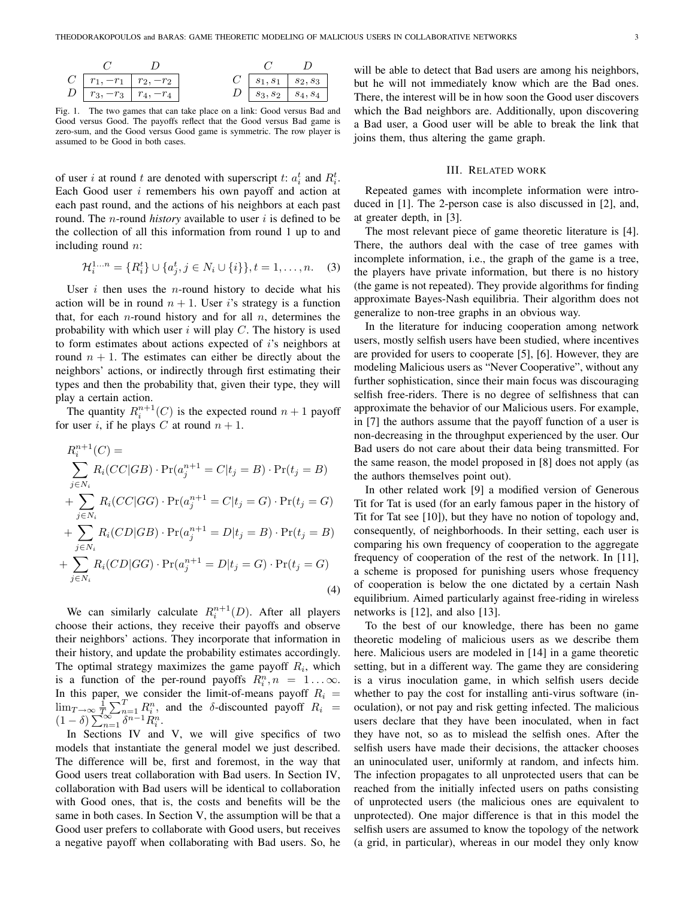|   | $C$ | $D$ |
|---|---|---|
| $C$ | $r_1, -r_1$ | $r_2, -r_2$ |
| $D$ | $r_3, -r_3$ | $r_4, -r_4$ |

|   | $C$ | $D$ |
|---|---|---|
| $C$ | $s_1, s_1$ | $s_2, s_3$ |
| $D$ | $s_3, s_2$ | $s_4, s_4$ |

Fig. 1. The two games that can take place on a link: Good versus Bad and Good versus Good. The payoffs reflect that the Good versus Bad game is zero-sum, and the Good versus Good game is symmetric. The row player is assumed to be Good in both cases.

of user $i$ at round $t$ are denoted with superscript $t$: $a_i^t$ and $R_i^t$. Each Good user $i$ remembers his own payoff and action at each past round, and the actions of his neighbors at each past round. The $n$-round *history* available to user $i$ is defined to be the collection of all this information from round 1 up to and including round $n$:

$$\mathcal{H}_i^{1 \ldots n} = \{R_i^t\} \cup \{a_j^t, j \in N_i \cup \{i\}\}, t = 1, \ldots, n. \quad (3)$$

User $i$ then uses the $n$-round history to decide what his action will be in round $n+1$. User $i$'s strategy is a function that, for each $n$-round history and for all $n$, determines the probability with which user $i$ will play $C$. The history is used to form estimates about actions expected of $i$'s neighbors at round $n+1$. The estimates can either be directly about the neighbors' actions, or indirectly through first estimating their types and then the probability that, given their type, they will play a certain action.

The quantity $R_i^{n+1}(C)$ is the expected round $n+1$ payoff for user $i$, if he plays $C$ at round $n+1$.

$$\begin{aligned}
& R_i^{n+1}(C) = \\
& \sum_{j \in N_i} R_i(CC|GB) \cdot \Pr(a_j^{n+1} = C | t_j = B) \cdot \Pr(t_j = B) \\
& + \sum_{j \in N_i} R_i(CC|GG) \cdot \Pr(a_j^{n+1} = C | t_j = G) \cdot \Pr(t_j = G) \\
& + \sum_{j \in N_i} R_i(CD|GB) \cdot \Pr(a_j^{n+1} = D | t_j = B) \cdot \Pr(t_j = B) \\
& + \sum_{j \in N_i} R_i(CD|GG) \cdot \Pr(a_j^{n+1} = D | t_j = G) \cdot \Pr(t_j = G)
\end{aligned} \quad (4)$$

We can similarly calculate $R_i^{n+1}(D)$. After all players choose their actions, they receive their payoffs and observe their neighbors' actions. They incorporate that information in their history, and update the probability estimates accordingly. The optimal strategy maximizes the game payoff $R_i$, which is a function of the per-round payoffs $R_i^n, n = 1 \ldots \infty$. In this paper, we consider the limit-of-means payoff $R_i = \lim_{T \to \infty} \frac{1}{T} \sum_{n=1}^{T} R_i^n$, and the $\delta$-discounted payoff $R_i = (1-\delta) \sum_{n=1}^{\infty} \delta^{n-1} R_i^n$.

In Sections IV and V, we will give specifics of two models that instantiate the general model we just described. The difference will be, first and foremost, in the way that Good users treat collaboration with Bad users. In Section IV, collaboration with Bad users will be identical to collaboration with Good ones, that is, the costs and benefits will be the same in both cases. In Section V, the assumption will be that a Good user prefers to collaborate with Good users, but receives a negative payoff when collaborating with Bad users. So, he will be able to detect that Bad users are among his neighbors, but he will not immediately know which are the Bad ones. There, the interest will be in how soon the Good user discovers which the Bad neighbors are. Additionally, upon discovering a Bad user, a Good user will be able to break the link that joins them, thus altering the game graph.

## III. Related work

Repeated games with incomplete information were introduced in [1]. The 2-person case is also discussed in [2], and, at greater depth, in [3].

The most relevant piece of game theoretic literature is [4]. There, the authors deal with the case of tree games with incomplete information, i.e., the graph of the game is a tree, the players have private information, but there is no history (the game is not repeated). They provide algorithms for finding approximate Bayes-Nash equilibria. Their algorithm does not generalize to non-tree graphs in an obvious way.

In the literature for inducing cooperation among network users, mostly selfish users have been studied, where incentives are provided for users to cooperate [5], [6]. However, they are modeling Malicious users as "Never Cooperative", without any further sophistication, since their main focus was discouraging selfish free-riders. There is no degree of selfishness that can approximate the behavior of our Malicious users. For example, in [7] the authors assume that the payoff function of a user is non-decreasing in the throughput experienced by the user. Our Bad users do not care about their data being transmitted. For the same reason, the model proposed in [8] does not apply (as the authors themselves point out).

In other related work [9] a modified version of Generous Tit for Tat is used (for an early famous paper in the history of Tit for Tat see [10]), but they have no notion of topology and, consequently, of neighborhoods. In their setting, each user is comparing his own frequency of cooperation to the aggregate frequency of cooperation of the rest of the network. In [11], a scheme is proposed for punishing users whose frequency of cooperation is below the one dictated by a certain Nash equilibrium. Aimed particularly against free-riding in wireless networks is [12], and also [13].

To the best of our knowledge, there has been no game theoretic modeling of malicious users as we describe them here. Malicious users are modeled in [14] in a game theoretic setting, but in a different way. The game they are considering is a virus inoculation game, in which selfish users decide whether to pay the cost for installing anti-virus software (inoculation), or not pay and risk getting infected. The malicious users declare that they have been inoculated, when in fact they have not, so as to mislead the selfish ones. After the selfish users have made their decisions, the attacker chooses an uninoculated user, uniformly at random, and infects him. The infection propagates to all unprotected users that can be reached from the initially infected users on paths consisting of unprotected users (the malicious ones are equivalent to unprotected). One major difference is that in this model the selfish users are assumed to know the topology of the network (a grid, in particular), whereas in our model they only know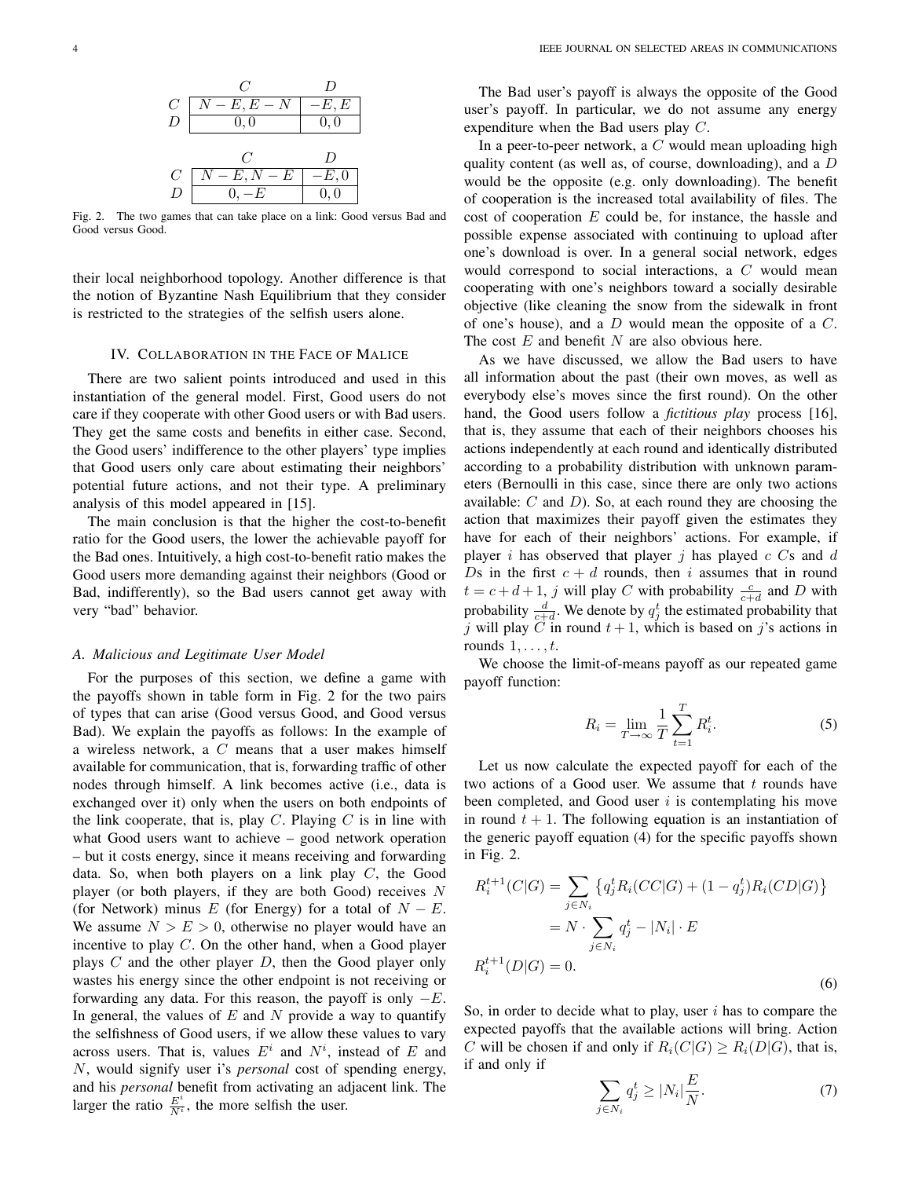|   | $C$ | $D$ |
|---|---|---|
| $C$ | $N-E, E-N$ | $-E, E$ |
| $D$ | $0, 0$ | $0, 0$ |

|   | $C$ | $D$ |
|---|---|---|
| $C$ | $N-E, N-E$ | $-E, 0$ |
| $D$ | $0, -E$ | $0, 0$ |

Fig. 2. The two games that can take place on a link: Good versus Bad and Good versus Good.

their local neighborhood topology. Another difference is that the notion of Byzantine Nash Equilibrium that they consider is restricted to the strategies of the selfish users alone.

## IV. Collaboration in the Face of Malice

There are two salient points introduced and used in this instantiation of the general model. First, Good users do not care if they cooperate with other Good users or with Bad users. They get the same costs and benefits in either case. Second, the Good users' indifference to the other players' type implies that Good users only care about estimating their neighbors' potential future actions, and not their type. A preliminary analysis of this model appeared in [15].

The main conclusion is that the higher the cost-to-benefit ratio for the Good users, the lower the achievable payoff for the Bad ones. Intuitively, a high cost-to-benefit ratio makes the Good users more demanding against their neighbors (Good or Bad, indifferently), so the Bad users cannot get away with very "bad" behavior.

### A. Malicious and Legitimate User Model

For the purposes of this section, we define a game with the payoffs shown in table form in Fig. 2 for the two pairs of types that can arise (Good versus Good, and Good versus Bad). We explain the payoffs as follows: In the example of a wireless network, a $C$ means that a user makes himself available for communication, that is, forwarding traffic of other nodes through himself. A link becomes active (i.e., data is exchanged over it) only when the users on both endpoints of the link cooperate, that is, play $C$. Playing $C$ is in line with what Good users want to achieve – good network operation – but it costs energy, since it means receiving and forwarding data. So, when both players on a link play $C$, the Good player (or both players, if they are both Good) receives $N$ (for Network) minus $E$ (for Energy) for a total of $N-E$. We assume $N > E > 0$, otherwise no player would have an incentive to play $C$. On the other hand, when a Good player plays $C$ and the other player $D$, then the Good player only wastes his energy since the other endpoint is not receiving or forwarding any data. For this reason, the payoff is only $-E$. In general, the values of $E$ and $N$ provide a way to quantify the selfishness of Good users, if we allow these values to vary across users. That is, values $E^i$ and $N^i$, instead of $E$ and $N$, would signify user i's *personal* cost of spending energy, and his *personal* benefit from activating an adjacent link. The larger the ratio $\frac{E^i}{N^i}$, the more selfish the user.

The Bad user's payoff is always the opposite of the Good user's payoff. In particular, we do not assume any energy expenditure when the Bad users play $C$.

In a peer-to-peer network, a $C$ would mean uploading high quality content (as well as, of course, downloading), and a $D$ would be the opposite (e.g. only downloading). The benefit of cooperation is the increased total availability of files. The cost of cooperation $E$ could be, for instance, the hassle and possible expense associated with continuing to upload after one's download is over. In a general social network, edges would correspond to social interactions, a $C$ would mean cooperating with one's neighbors toward a socially desirable objective (like cleaning the snow from the sidewalk in front of one's house), and a $D$ would mean the opposite of a $C$. The cost $E$ and benefit $N$ are also obvious here.

As we have discussed, we allow the Bad users to have all information about the past (their own moves, as well as everybody else's moves since the first round). On the other hand, the Good users follow a *fictitious play* process [16], that is, they assume that each of their neighbors chooses his actions independently at each round and identically distributed according to a probability distribution with unknown parameters (Bernoulli in this case, since there are only two actions available: $C$ and $D$). So, at each round they are choosing the action that maximizes their payoff given the estimates they have for each of their neighbors' actions. For example, if player $i$ has observed that player $j$ has played $c$ $C$s and $d$ $D$s in the first $c+d$ rounds, then $i$ assumes that in round $t = c+d+1$, $j$ will play $C$ with probability $\frac{c}{c+d}$ and $D$ with probability $\frac{d}{c+d}$. We denote by $q_j^t$ the estimated probability that $j$ will play $C$ in round $t+1$, which is based on $j$'s actions in rounds $1, \ldots, t$.

We choose the limit-of-means payoff as our repeated game payoff function:

$$R_i = \lim_{T\to\infty} \frac{1}{T} \sum_{t=1}^{T} R_i^t. \tag{5}$$

Let us now calculate the expected payoff for each of the two actions of a Good user. We assume that $t$ rounds have been completed, and Good user $i$ is contemplating his move in round $t+1$. The following equation is an instantiation of the generic payoff equation (4) for the specific payoffs shown in Fig. 2.

$$\begin{aligned} R_i^{t+1}(C|G) &= \sum_{j\in N_i} \left\{ q_j^t R_i(CC|G) + (1-q_j^t) R_i(CD|G) \right\} \\ &= N \cdot \sum_{j\in N_i} q_j^t - |N_i| \cdot E \\ R_i^{t+1}(D|G) &= 0. \end{aligned} \tag{6}$$

So, in order to decide what to play, user $i$ has to compare the expected payoffs that the available actions will bring. Action $C$ will be chosen if and only if $R_i(C|G) \geq R_i(D|G)$, that is, if and only if

$$\sum_{j\in N_i} q_j^t \geq |N_i| \frac{E}{N}. \tag{7}$$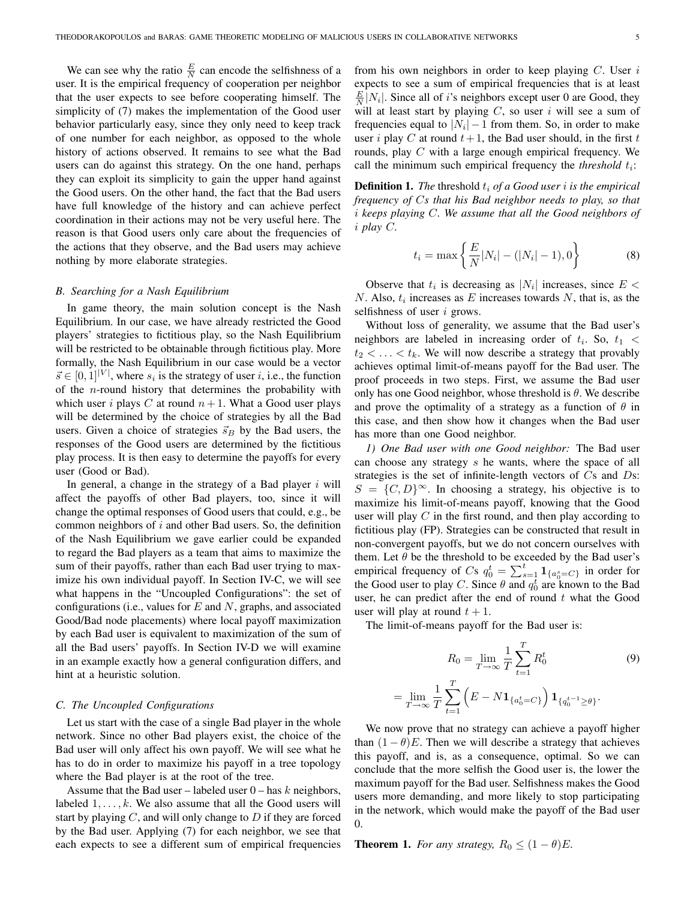We can see why the ratio $\frac{E}{N}$ can encode the selfishness of a user. It is the empirical frequency of cooperation per neighbor that the user expects to see before cooperating himself. The simplicity of (7) makes the implementation of the Good user behavior particularly easy, since they only need to keep track of one number for each neighbor, as opposed to the whole history of actions observed. It remains to see what the Bad users can do against this strategy. On the one hand, perhaps they can exploit its simplicity to gain the upper hand against the Good users. On the other hand, the fact that the Bad users have full knowledge of the history and can achieve perfect coordination in their actions may not be very useful here. The reason is that Good users only care about the frequencies of the actions that they observe, and the Bad users may achieve nothing by more elaborate strategies.

### B. Searching for a Nash Equilibrium

In game theory, the main solution concept is the Nash Equilibrium. In our case, we have already restricted the Good players' strategies to fictitious play, so the Nash Equilibrium will be restricted to be obtainable through fictitious play. More formally, the Nash Equilibrium in our case would be a vector $\vec{s} \in [0,1]^{|V|}$, where $s_i$ is the strategy of user $i$, i.e., the function of the $n$-round history that determines the probability with which user $i$ plays $C$ at round $n+1$. What a Good user plays will be determined by the choice of strategies by all the Bad users. Given a choice of strategies $\vec{s}_B$ by the Bad users, the responses of the Good users are determined by the fictitious play process. It is then easy to determine the payoffs for every user (Good or Bad).

In general, a change in the strategy of a Bad player $i$ will affect the payoffs of other Bad players, too, since it will change the optimal responses of Good users that could, e.g., be common neighbors of $i$ and other Bad users. So, the definition of the Nash Equilibrium we gave earlier could be expanded to regard the Bad players as a team that aims to maximize the sum of their payoffs, rather than each Bad user trying to maximize his own individual payoff. In Section IV-C, we will see what happens in the "Uncoupled Configurations": the set of configurations (i.e., values for $E$ and $N$, graphs, and associated Good/Bad node placements) where local payoff maximization by each Bad user is equivalent to maximization of the sum of all the Bad users' payoffs. In Section IV-D we will examine in an example exactly how a general configuration differs, and hint at a heuristic solution.

### C. The Uncoupled Configurations

Let us start with the case of a single Bad player in the whole network. Since no other Bad players exist, the choice of the Bad user will only affect his own payoff. We will see what he has to do in order to maximize his payoff in a tree topology where the Bad player is at the root of the tree.

Assume that the Bad user – labeled user 0 – has $k$ neighbors, labeled $1, \ldots, k$. We also assume that all the Good users will start by playing $C$, and will only change to $D$ if they are forced by the Bad user. Applying (7) for each neighbor, we see that each expects to see a different sum of empirical frequencies from his own neighbors in order to keep playing $C$. User $i$ expects to see a sum of empirical frequencies that is at least $\frac{E}{N}|N_i|$. Since all of $i$'s neighbors except user 0 are Good, they will at least start by playing $C$, so user $i$ will see a sum of frequencies equal to $|N_i| - 1$ from them. So, in order to make user $i$ play $C$ at round $t+1$, the Bad user should, in the first $t$ rounds, play $C$ with a large enough empirical frequency. We call the minimum such empirical frequency the *threshold* $t_i$:

**Definition 1.** *The* threshold $t_i$ *of a Good user* $i$ *is the empirical frequency of* $C$*s that his Bad neighbor needs to play, so that* $i$ *keeps playing* $C$*. We assume that all the Good neighbors of* $i$ *play* $C$*.*

$$t_i = \max\left\{\frac{E}{N}|N_i| - (|N_i| - 1), 0\right\} \tag{8}$$

Observe that $t_i$ is decreasing as $|N_i|$ increases, since $E < N$. Also, $t_i$ increases as $E$ increases towards $N$, that is, as the selfishness of user $i$ grows.

Without loss of generality, we assume that the Bad user's neighbors are labeled in increasing order of $t_i$. So, $t_1 < t_2 < \ldots < t_k$. We will now describe a strategy that provably achieves optimal limit-of-means payoff for the Bad user. The proof proceeds in two steps. First, we assume the Bad user only has one Good neighbor, whose threshold is $\theta$. We describe and prove the optimality of a strategy as a function of $\theta$ in this case, and then show how it changes when the Bad user has more than one Good neighbor.

*1) One Bad user with one Good neighbor:* The Bad user can choose any strategy $s$ he wants, where the space of all strategies is the set of infinite-length vectors of $C$s and $D$s: $S = \{C, D\}^\infty$. In choosing a strategy, his objective is to maximize his limit-of-means payoff, knowing that the Good user will play $C$ in the first round, and then play according to fictitious play (FP). Strategies can be constructed that result in non-convergent payoffs, but we do not concern ourselves with them. Let $\theta$ be the threshold to be exceeded by the Bad user's empirical frequency of $C$s $q_0^t = \sum_{s=1}^{t} \mathbf{1}_{\{a_0^s = C\}}$ in order for the Good user to play $C$. Since $\theta$ and $q_0^t$ are known to the Bad user, he can predict after the end of round $t$ what the Good user will play at round $t+1$.

The limit-of-means payoff for the Bad user is:

$$\begin{aligned} R_0 &= \lim_{T\to\infty} \frac{1}{T} \sum_{t=1}^{T} R_0^t \\ &= \lim_{T\to\infty} \frac{1}{T} \sum_{t=1}^{T} \left(E - N\mathbf{1}_{\{a_0^t = C\}}\right) \mathbf{1}_{\{q_0^{t-1} \geq \theta\}}. \end{aligned} \tag{9}$$

We now prove that no strategy can achieve a payoff higher than $(1-\theta)E$. Then we will describe a strategy that achieves this payoff, and is, as a consequence, optimal. So we can conclude that the more selfish the Good user is, the lower the maximum payoff for the Bad user. Selfishness makes the Good users more demanding, and more likely to stop participating in the network, which would make the payoff of the Bad user 0.

**Theorem 1.** *For any strategy,* $R_0 \leq (1-\theta)E$*.*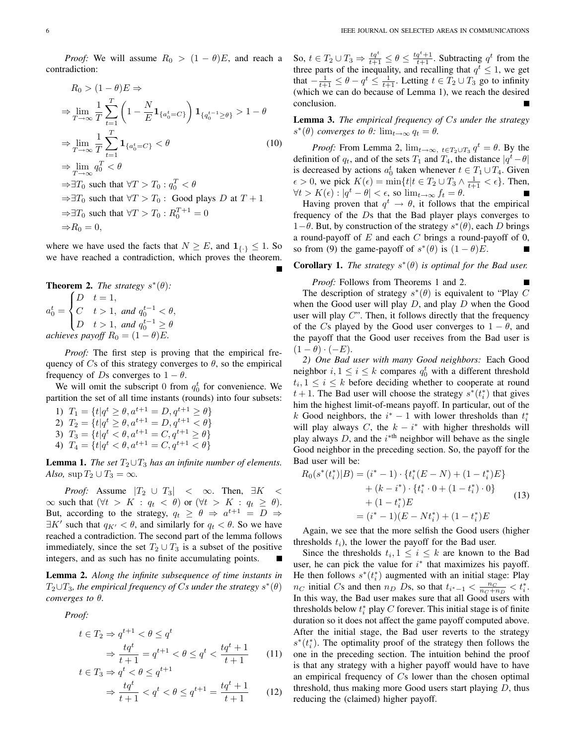*Proof:* We will assume $R_0 > (1-\theta)E$, and reach a contradiction:

$$
\begin{aligned}
& R_0 > (1-\theta)E \Rightarrow \\
& \Rightarrow \lim_{T\to\infty} \frac{1}{T}\sum_{t=1}^{T}\left(1 - \frac{N}{E}\mathbf{1}_{\{a_0^t = C\}}\right)\mathbf{1}_{\{q_0^{t-1}\geq\theta\}} > 1-\theta \\
& \Rightarrow \lim_{T\to\infty} \frac{1}{T}\sum_{t=1}^{T}\mathbf{1}_{\{a_0^t = C\}} < \theta \qquad (10)\\
& \Rightarrow \lim_{T\to\infty} q_0^T < \theta \\
& \Rightarrow \exists T_0 \text{ such that } \forall T > T_0 : q_0^T < \theta \\
& \Rightarrow \exists T_0 \text{ such that } \forall T > T_0 : \text{ Good plays } D \text{ at } T+1 \\
& \Rightarrow \exists T_0 \text{ such that } \forall T > T_0 : R_0^{T+1} = 0 \\
& \Rightarrow R_0 = 0,
\end{aligned}
$$

where we have used the facts that $N \geq E$, and $\mathbf{1}_{\{\cdot\}} \leq 1$. So we have reached a contradiction, which proves the theorem. ■

**Theorem 2.** *The strategy $s^*(\theta)$:*

$$
a_0^t = \begin{cases} D & t = 1, \\ C & t > 1, \text{ and } q_0^{t-1} < \theta, \\ D & t > 1, \text{ and } q_0^{t-1} \geq \theta \end{cases}
$$

*achieves payoff $R_0 = (1-\theta)E$.*

*Proof:* The first step is proving that the empirical frequency of $C$s of this strategy converges to $\theta$, so the empirical frequency of $D$s converges to $1-\theta$.

We will omit the subscript 0 from $q_0^t$ for convenience. We partition the set of all time instants (rounds) into four subsets:

1) $T_1 = \{t | q^t \geq \theta, a^{t+1} = D, q^{t+1} \geq \theta\}$
2) $T_2 = \{t | q^t \geq \theta, a^{t+1} = D, q^{t+1} < \theta\}$
3) $T_3 = \{t | q^t < \theta, a^{t+1} = C, q^{t+1} \geq \theta\}$
4) $T_4 = \{t | q^t < \theta, a^{t+1} = C, q^{t+1} < \theta\}$

**Lemma 1.** *The set $T_2 \cup T_3$ has an infinite number of elements. Also, $\sup T_2 \cup T_3 = \infty$.*

*Proof:* Assume $|T_2 \cup T_3| < \infty$. Then, $\exists K < \infty$ such that $(\forall t > K : q_t < \theta)$ or $(\forall t > K : q_t \geq \theta)$. But, according to the strategy, $q_t \geq \theta \Rightarrow a^{t+1} = D \Rightarrow \exists K'$ such that $q_{K'} < \theta$, and similarly for $q_t < \theta$. So we have reached a contradiction. The second part of the lemma follows immediately, since the set $T_2 \cup T_3$ is a subset of the positive integers, and as such has no finite accumulating points. ■

**Lemma 2.** *Along the infinite subsequence of time instants in $T_2 \cup T_3$, the empirical frequency of $C$s under the strategy $s^*(\theta)$ converges to $\theta$.*

*Proof:*

$$
\begin{aligned}
t \in T_2 &\Rightarrow q^{t+1} < \theta \leq q^t \\
&\Rightarrow \frac{tq^t}{t+1} = q^{t+1} < \theta \leq q^t < \frac{tq^t + 1}{t+1} \qquad (11)\\
t \in T_3 &\Rightarrow q^t < \theta \leq q^{t+1} \\
&\Rightarrow \frac{tq^t}{t+1} < q^t < \theta \leq q^{t+1} = \frac{tq^t + 1}{t+1} \qquad (12)
\end{aligned}
$$

So, $t \in T_2 \cup T_3 \Rightarrow \frac{tq^t}{t+1} \leq \theta \leq \frac{tq^t+1}{t+1}$. Subtracting $q^t$ from the three parts of the inequality, and recalling that $q^t \leq 1$, we get that $-\frac{1}{t+1} \leq \theta - q^t \leq \frac{1}{t+1}$. Letting $t \in T_2 \cup T_3$ go to infinity (which we can do because of Lemma 1), we reach the desired conclusion. ■

**Lemma 3.** *The empirical frequency of $C$s under the strategy $s^*(\theta)$ converges to $\theta$: $\lim_{t\to\infty} q_t = \theta$.*

*Proof:* From Lemma 2, $\lim_{t\to\infty,\ t\in T_2\cup T_3} q^t = \theta$. By the definition of $q_t$, and of the sets $T_1$ and $T_4$, the distance $|q^t - \theta|$ is decreased by actions $a_0^t$ taken whenever $t \in T_1 \cup T_4$. Given $\epsilon > 0$, we pick $K(\epsilon) = \min\{t | t \in T_2 \cup T_3 \wedge \frac{1}{t+1} < \epsilon\}$. Then, $\forall t > K(\epsilon) : |q^t - \theta| < \epsilon$, so $\lim_{t\to\infty} f_t = \theta$. ■

Having proven that $q^t \to \theta$, it follows that the empirical frequency of the $D$s that the Bad player plays converges to $1-\theta$. But, by construction of the strategy $s^*(\theta)$, each $D$ brings a round-payoff of $E$ and each $C$ brings a round-payoff of 0, so from (9) the game-payoff of $s^*(\theta)$ is $(1-\theta)E$. ■

**Corollary 1.** *The strategy $s^*(\theta)$ is optimal for the Bad user.*

*Proof:* Follows from Theorems 1 and 2. ■

The description of strategy $s^*(\theta)$ is equivalent to "Play $C$ when the Good user will play $D$, and play $D$ when the Good user will play $C$". Then, it follows directly that the frequency of the $C$s played by the Good user converges to $1-\theta$, and the payoff that the Good user receives from the Bad user is $(1-\theta)\cdot(-E)$.

*2) One Bad user with many Good neighbors:* Each Good neighbor $i, 1 \leq i \leq k$ compares $q_0^t$ with a different threshold $t_i, 1 \leq i \leq k$ before deciding whether to cooperate at round $t+1$. The Bad user will choose the strategy $s^*(t_i^*)$ that gives him the highest limit-of-means payoff. In particular, out of the $k$ Good neighbors, the $i^*-1$ with lower thresholds than $t_i^*$ will play always $C$, the $k-i^*$ with higher thresholds will play always $D$, and the $i^{*\text{th}}$ neighbor will behave as the single Good neighbor in the preceding section. So, the payoff for the Bad user will be:

$$
\begin{aligned}
R_0(s^*(t_i^*)|B) &= (i^*-1)\cdot\{t_i^*(E-N) + (1-t_i^*)E\} \\
&\quad + (k-i^*)\cdot\{t_i^*\cdot 0 + (1-t_i^*)\cdot 0\} \\
&\quad + (1-t_i^*)E \\
&= (i^*-1)(E - Nt_i^*) + (1-t_i^*)E
\end{aligned} \qquad (13)
$$

Again, we see that the more selfish the Good users (higher thresholds $t_i$), the lower the payoff for the Bad user.

Since the thresholds $t_i, 1 \leq i \leq k$ are known to the Bad user, he can pick the value for $i^*$ that maximizes his payoff. He then follows $s^*(t_i^*)$ augmented with an initial stage: Play $n_C$ initial $C$s and then $n_D$ $D$s, so that $t_{i^*-1} < \frac{n_C}{n_C+n_D} < t_i^*$. In this way, the Bad user makes sure that all Good users with thresholds below $t_i^*$ play $C$ forever. This initial stage is of finite duration so it does not affect the game payoff computed above. After the initial stage, the Bad user reverts to the strategy $s^*(t_i^*)$. The optimality proof of the strategy then follows the one in the preceding section. The intuition behind the proof is that any strategy with a higher payoff would have to have an empirical frequency of $C$s lower than the chosen optimal threshold, thus making more Good users start playing $D$, thus reducing the (claimed) higher payoff.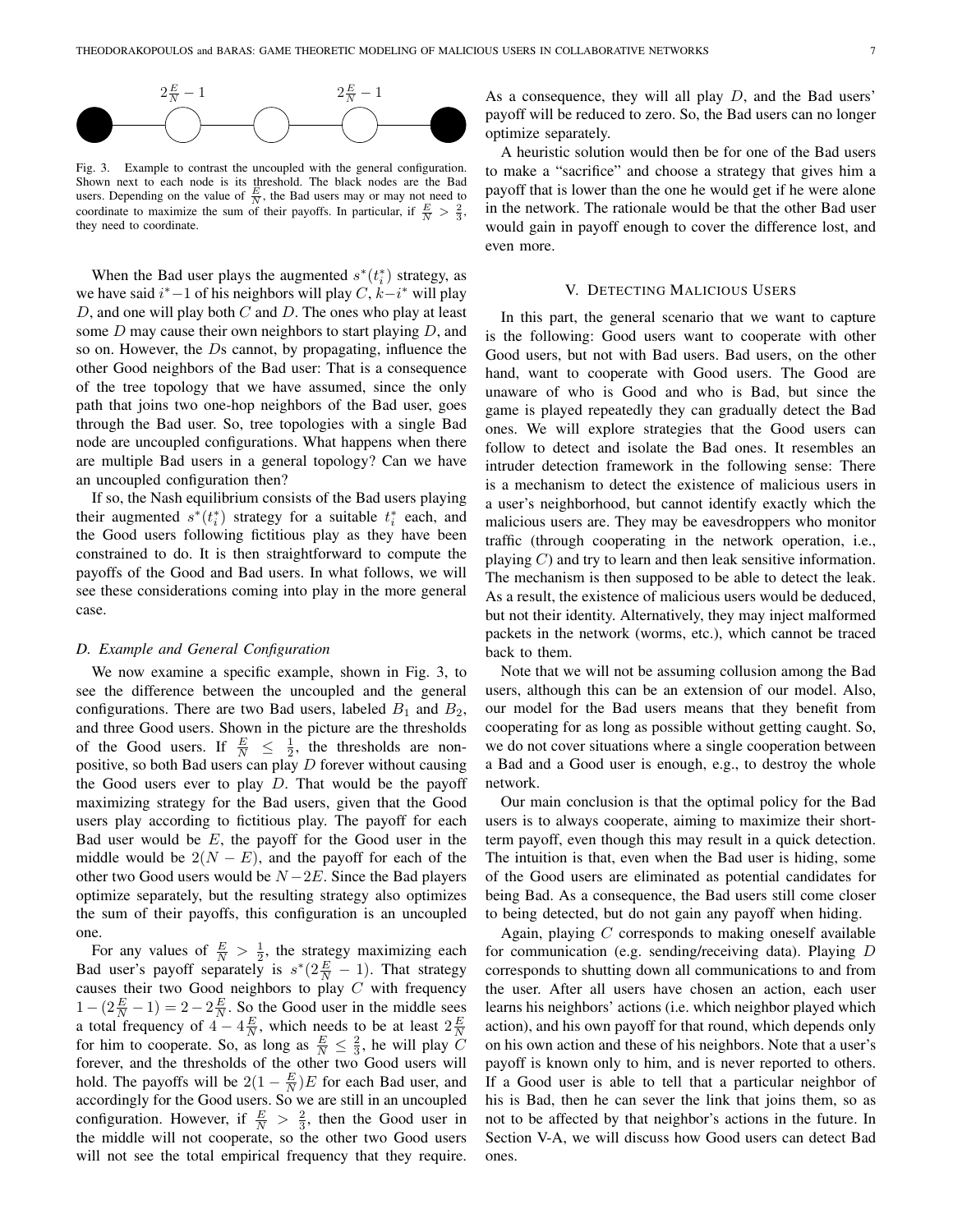Fig. 3. Example to contrast the uncoupled with the general configuration. Shown next to each node is its threshold. The black nodes are the Bad users. Depending on the value of $\frac{E}{N}$, the Bad users may or may not need to coordinate to maximize the sum of their payoffs. In particular, if $\frac{E}{N} > \frac{2}{3}$, they need to coordinate.

When the Bad user plays the augmented $s^*(t_i^*)$ strategy, as we have said $i^*-1$ of his neighbors will play $C$, $k-i^*$ will play $D$, and one will play both $C$ and $D$. The ones who play at least some $D$ may cause their own neighbors to start playing $D$, and so on. However, the $D$s cannot, by propagating, influence the other Good neighbors of the Bad user: That is a consequence of the tree topology that we have assumed, since the only path that joins two one-hop neighbors of the Bad user, goes through the Bad user. So, tree topologies with a single Bad node are uncoupled configurations. What happens when there are multiple Bad users in a general topology? Can we have an uncoupled configuration then?

If so, the Nash equilibrium consists of the Bad users playing their augmented $s^*(t_i^*)$ strategy for a suitable $t_i^*$ each, and the Good users following fictitious play as they have been constrained to do. It is then straightforward to compute the payoffs of the Good and Bad users. In what follows, we will see these considerations coming into play in the more general case.

### D. Example and General Configuration

We now examine a specific example, shown in Fig. 3, to see the difference between the uncoupled and the general configurations. There are two Bad users, labeled $B_1$ and $B_2$, and three Good users. Shown in the picture are the thresholds of the Good users. If $\frac{E}{N} \leq \frac{1}{2}$, the thresholds are non-positive, so both Bad users can play $D$ forever without causing the Good users ever to play $D$. That would be the payoff maximizing strategy for the Bad users, given that the Good users play according to fictitious play. The payoff for each Bad user would be $E$, the payoff for the Good user in the middle would be $2(N-E)$, and the payoff for each of the other two Good users would be $N-2E$. Since the Bad players optimize separately, but the resulting strategy also optimizes the sum of their payoffs, this configuration is an uncoupled one.

For any values of $\frac{E}{N} > \frac{1}{2}$, the strategy maximizing each Bad user's payoff separately is $s^*(2\frac{E}{N}-1)$. That strategy causes their two Good neighbors to play $C$ with frequency $1-(2\frac{E}{N}-1) = 2-2\frac{E}{N}$. So the Good user in the middle sees a total frequency of $4-4\frac{E}{N}$, which needs to be at least $2\frac{E}{N}$ for him to cooperate. So, as long as $\frac{E}{N} \leq \frac{2}{3}$, he will play $C$ forever, and the thresholds of the other two Good users will hold. The payoffs will be $2(1-\frac{E}{N})E$ for each Bad user, and accordingly for the Good users. So we are still in an uncoupled configuration. However, if $\frac{E}{N} > \frac{2}{3}$, then the Good user in the middle will not cooperate, so the other two Good users will not see the total empirical frequency that they require. As a consequence, they will all play $D$, and the Bad users' payoff will be reduced to zero. So, the Bad users can no longer optimize separately.

A heuristic solution would then be for one of the Bad users to make a "sacrifice" and choose a strategy that gives him a payoff that is lower than the one he would get if he were alone in the network. The rationale would be that the other Bad user would gain in payoff enough to cover the difference lost, and even more.

## V. Detecting Malicious Users

In this part, the general scenario that we want to capture is the following: Good users want to cooperate with other Good users, but not with Bad users. Bad users, on the other hand, want to cooperate with Good users. The Good are unaware of who is Good and who is Bad, but since the game is played repeatedly they can gradually detect the Bad ones. We will explore strategies that the Good users can follow to detect and isolate the Bad ones. It resembles an intruder detection framework in the following sense: There is a mechanism to detect the existence of malicious users in a user's neighborhood, but cannot identify exactly which the malicious users are. They may be eavesdroppers who monitor traffic (through cooperating in the network operation, i.e., playing $C$) and try to learn and then leak sensitive information. The mechanism is then supposed to be able to detect the leak. As a result, the existence of malicious users would be deduced, but not their identity. Alternatively, they may inject malformed packets in the network (worms, etc.), which cannot be traced back to them.

Note that we will not be assuming collusion among the Bad users, although this can be an extension of our model. Also, our model for the Bad users means that they benefit from cooperating for as long as possible without getting caught. So, we do not cover situations where a single cooperation between a Bad and a Good user is enough, e.g., to destroy the whole network.

Our main conclusion is that the optimal policy for the Bad users is to always cooperate, aiming to maximize their short-term payoff, even though this may result in a quick detection. The intuition is that, even when the Bad user is hiding, some of the Good users are eliminated as potential candidates for being Bad. As a consequence, the Bad users still come closer to being detected, but do not gain any payoff when hiding.

Again, playing $C$ corresponds to making oneself available for communication (e.g. sending/receiving data). Playing $D$ corresponds to shutting down all communications to and from the user. After all users have chosen an action, each user learns his neighbors' actions (i.e. which neighbor played which action), and his own payoff for that round, which depends only on his own action and these of his neighbors. Note that a user's payoff is known only to him, and is never reported to others. If a Good user is able to tell that a particular neighbor of his is Bad, then he can sever the link that joins them, so as not to be affected by that neighbor's actions in the future. In Section V-A, we will discuss how Good users can detect Bad ones.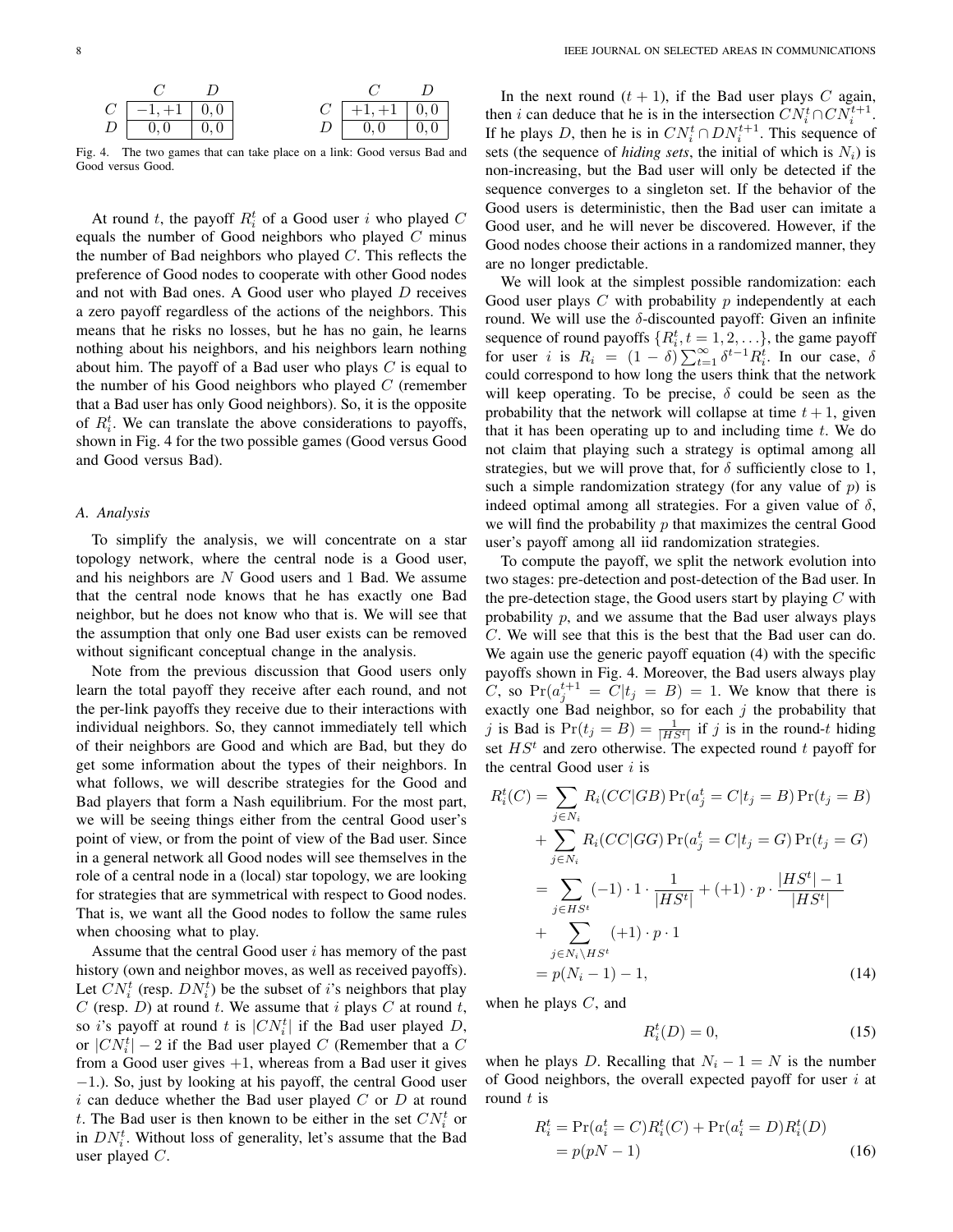|   | $C$ | $D$ |
|---|---|---|
| $C$ | $-1,+1$ | $0,0$ |
| $D$ | $0,0$ | $0,0$ |

|   | $C$ | $D$ |
|---|---|---|
| $C$ | $+1,+1$ | $0,0$ |
| $D$ | $0,0$ | $0,0$ |

Fig. 4. The two games that can take place on a link: Good versus Bad and Good versus Good.

At round $t$, the payoff $R_i^t$ of a Good user $i$ who played $C$ equals the number of Good neighbors who played $C$ minus the number of Bad neighbors who played $C$. This reflects the preference of Good nodes to cooperate with other Good nodes and not with Bad ones. A Good user who played $D$ receives a zero payoff regardless of the actions of the neighbors. This means that he risks no losses, but he has no gain, he learns nothing about his neighbors, and his neighbors learn nothing about him. The payoff of a Bad user who plays $C$ is equal to the number of his Good neighbors who played $C$ (remember that a Bad user has only Good neighbors). So, it is the opposite of $R_i^t$. We can translate the above considerations to payoffs, shown in Fig. 4 for the two possible games (Good versus Good and Good versus Bad).

### A. Analysis

To simplify the analysis, we will concentrate on a star topology network, where the central node is a Good user, and his neighbors are $N$ Good users and 1 Bad. We assume that the central node knows that he has exactly one Bad neighbor, but he does not know who that is. We will see that the assumption that only one Bad user exists can be removed without significant conceptual change in the analysis.

Note from the previous discussion that Good users only learn the total payoff they receive after each round, and not the per-link payoffs they receive due to their interactions with individual neighbors. So, they cannot immediately tell which of their neighbors are Good and which are Bad, but they do get some information about the types of their neighbors. In what follows, we will describe strategies for the Good and Bad players that form a Nash equilibrium. For the most part, we will be seeing things either from the central Good user's point of view, or from the point of view of the Bad user. Since in a general network all Good nodes will see themselves in the role of a central node in a (local) star topology, we are looking for strategies that are symmetrical with respect to Good nodes. That is, we want all the Good nodes to follow the same rules when choosing what to play.

Assume that the central Good user $i$ has memory of the past history (own and neighbor moves, as well as received payoffs). Let $CN_i^t$ (resp. $DN_i^t$) be the subset of $i$'s neighbors that play $C$ (resp. $D$) at round $t$. We assume that $i$ plays $C$ at round $t$, so $i$'s payoff at round $t$ is $|CN_i^t|$ if the Bad user played $D$, or $|CN_i^t| - 2$ if the Bad user played $C$ (Remember that a $C$ from a Good user gives $+1$, whereas from a Bad user it gives $-1$.). So, just by looking at his payoff, the central Good user $i$ can deduce whether the Bad user played $C$ or $D$ at round $t$. The Bad user is then known to be either in the set $CN_i^t$ or in $DN_i^t$. Without loss of generality, let's assume that the Bad user played $C$.

In the next round ($t+1$), if the Bad user plays $C$ again, then $i$ can deduce that he is in the intersection $CN_i^t \cap CN_i^{t+1}$. If he plays $D$, then he is in $CN_i^t \cap DN_i^{t+1}$. This sequence of sets (the sequence of *hiding sets*, the initial of which is $N_i$) is non-increasing, but the Bad user will only be detected if the sequence converges to a singleton set. If the behavior of the Good users is deterministic, then the Bad user can imitate a Good user, and he will never be discovered. However, if the Good nodes choose their actions in a randomized manner, they are no longer predictable.

We will look at the simplest possible randomization: each Good user plays $C$ with probability $p$ independently at each round. We will use the $\delta$-discounted payoff: Given an infinite sequence of round payoffs $\{R_i^t, t = 1, 2, \ldots\}$, the game payoff for user $i$ is $R_i = (1-\delta)\sum_{t=1}^{\infty} \delta^{t-1} R_i^t$. In our case, $\delta$ could correspond to how long the users think that the network will keep operating. To be precise, $\delta$ could be seen as the probability that the network will collapse at time $t+1$, given that it has been operating up to and including time $t$. We do not claim that playing such a strategy is optimal among all strategies, but we will prove that, for $\delta$ sufficiently close to 1, such a simple randomization strategy (for any value of $p$) is indeed optimal among all strategies. For a given value of $\delta$, we will find the probability $p$ that maximizes the central Good user's payoff among all iid randomization strategies.

To compute the payoff, we split the network evolution into two stages: pre-detection and post-detection of the Bad user. In the pre-detection stage, the Good users start by playing $C$ with probability $p$, and we assume that the Bad user always plays $C$. We will see that this is the best that the Bad user can do. We again use the generic payoff equation (4) with the specific payoffs shown in Fig. 4. Moreover, the Bad users always play $C$, so $\Pr(a_j^{t+1} = C | t_j = B) = 1$. We know that there is exactly one Bad neighbor, so for each $j$ the probability that $j$ is Bad is $\Pr(t_j = B) = \frac{1}{|HS^t|}$ if $j$ is in the round-$t$ hiding set $HS^t$ and zero otherwise. The expected round $t$ payoff for the central Good user $i$ is

$$
\begin{aligned}
R_i^t(C) &= \sum_{j \in N_i} R_i(CC|GB) \Pr(a_j^t = C | t_j = B) \Pr(t_j = B) \\
&\quad + \sum_{j \in N_i} R_i(CC|GG) \Pr(a_j^t = C | t_j = G) \Pr(t_j = G) \\
&= \sum_{j \in HS^t} (-1) \cdot 1 \cdot \frac{1}{|HS^t|} + (+1) \cdot p \cdot \frac{|HS^t| - 1}{|HS^t|} \\
&\quad + \sum_{j \in N_i \setminus HS^t} (+1) \cdot p \cdot 1 \\
&= p(N_i - 1) - 1, 
\end{aligned} \tag{14}
$$

when he plays $C$, and

$$
R_i^t(D) = 0, \tag{15}
$$

when he plays $D$. Recalling that $N_i - 1 = N$ is the number of Good neighbors, the overall expected payoff for user $i$ at round $t$ is

$$
\begin{aligned}
R_i^t &= \Pr(a_i^t = C) R_i^t(C) + \Pr(a_i^t = D) R_i^t(D) \\
&= p(pN - 1)
\end{aligned} \tag{16}
$$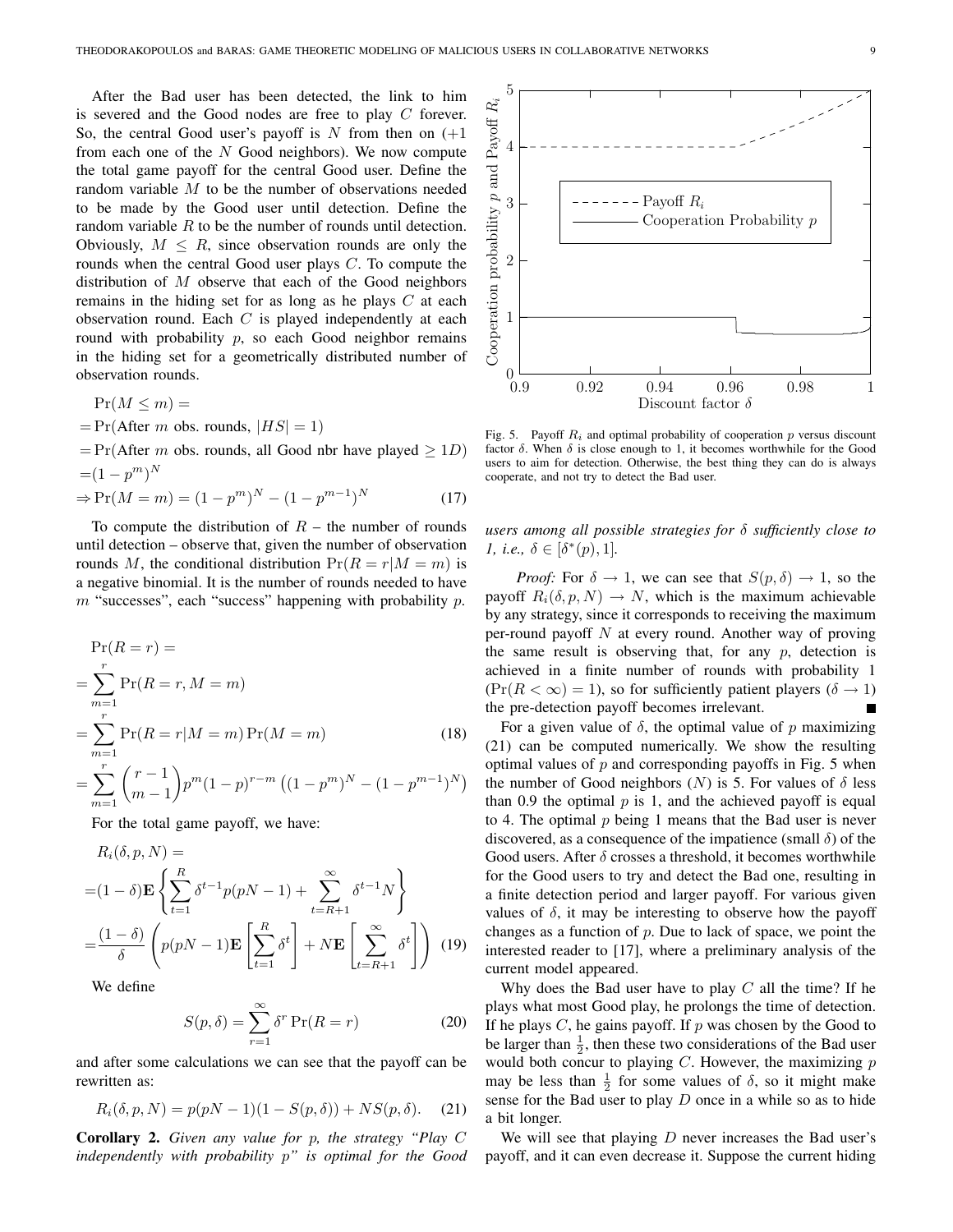After the Bad user has been detected, the link to him is severed and the Good nodes are free to play $C$ forever. So, the central Good user's payoff is $N$ from then on ($+1$ from each one of the $N$ Good neighbors). We now compute the total game payoff for the central Good user. Define the random variable $M$ to be the number of observations needed to be made by the Good user until detection. Define the random variable $R$ to be the number of rounds until detection. Obviously, $M \leq R$, since observation rounds are only the rounds when the central Good user plays $C$. To compute the distribution of $M$ observe that each of the Good neighbors remains in the hiding set for as long as he plays $C$ at each observation round. Each $C$ is played independently at each round with probability $p$, so each Good neighbor remains in the hiding set for a geometrically distributed number of observation rounds.

$$
\begin{aligned}
&\Pr(M \leq m) = \\
&= \Pr(\text{After } m \text{ obs. rounds, } |HS| = 1) \\
&= \Pr(\text{After } m \text{ obs. rounds, all Good nbr have played} \geq 1D) \\
&= (1 - p^m)^N \\
&\Rightarrow \Pr(M = m) = (1 - p^m)^N - (1 - p^{m-1})^N \qquad (17)
\end{aligned}
$$

To compute the distribution of $R$ – the number of rounds until detection – observe that, given the number of observation rounds $M$, the conditional distribution $\Pr(R = r|M = m)$ is a negative binomial. It is the number of rounds needed to have $m$ "successes", each "success" happening with probability $p$.

$$
\begin{aligned}
&\Pr(R = r) = \\
&= \sum_{m=1}^{r} \Pr(R = r, M = m) \\
&= \sum_{m=1}^{r} \Pr(R = r|M = m) \Pr(M = m) \qquad (18) \\
&= \sum_{m=1}^{r} \binom{r-1}{m-1} p^m (1-p)^{r-m} \left((1 - p^m)^N - (1 - p^{m-1})^N\right)
\end{aligned}
$$

For the total game payoff, we have:

$$
\begin{aligned}
&R_i(\delta, p, N) = \\
&= (1-\delta)\mathbf{E}\left\{\sum_{t=1}^{R} \delta^{t-1} p(pN-1) + \sum_{t=R+1}^{\infty} \delta^{t-1} N\right\} \\
&= \frac{(1-\delta)}{\delta}\left(p(pN-1)\mathbf{E}\left[\sum_{t=1}^{R} \delta^t\right] + N\mathbf{E}\left[\sum_{t=R+1}^{\infty} \delta^t\right]\right) \quad (19)
\end{aligned}
$$

We define

$$
S(p, \delta) = \sum_{r=1}^{\infty} \delta^r \Pr(R = r) \qquad (20)
$$

and after some calculations we can see that the payoff can be rewritten as:

$$
R_i(\delta, p, N) = p(pN - 1)(1 - S(p, \delta)) + NS(p, \delta). \qquad (21)
$$

**Corollary 2.** *Given any value for p, the strategy "Play C independently with probability p" is optimal for the Good users among all possible strategies for $\delta$ sufficiently close to 1, i.e., $\delta \in [\delta^*(p), 1]$.*

*Proof:* For $\delta \to 1$, we can see that $S(p, \delta) \to 1$, so the payoff $R_i(\delta, p, N) \to N$, which is the maximum achievable by any strategy, since it corresponds to receiving the maximum per-round payoff $N$ at every round. Another way of proving the same result is observing that, for any $p$, detection is achieved in a finite number of rounds with probability 1 ($\Pr(R < \infty) = 1$), so for sufficiently patient players ($\delta \to 1$) the pre-detection payoff becomes irrelevant. ■

Fig. 5. Payoff $R_i$ and optimal probability of cooperation $p$ versus discount factor $\delta$. When $\delta$ is close enough to 1, it becomes worthwhile for the Good users to aim for detection. Otherwise, the best thing they can do is always cooperate, and not try to detect the Bad user.

For a given value of $\delta$, the optimal value of $p$ maximizing (21) can be computed numerically. We show the resulting optimal values of $p$ and corresponding payoffs in Fig. 5 when the number of Good neighbors ($N$) is 5. For values of $\delta$ less than 0.9 the optimal $p$ is 1, and the achieved payoff is equal to 4. The optimal $p$ being 1 means that the Bad user is never discovered, as a consequence of the impatience (small $\delta$) of the Good users. After $\delta$ crosses a threshold, it becomes worthwhile for the Good users to try and detect the Bad one, resulting in a finite detection period and larger payoff. For various given values of $\delta$, it may be interesting to observe how the payoff changes as a function of $p$. Due to lack of space, we point the interested reader to [17], where a preliminary analysis of the current model appeared.

Why does the Bad user have to play $C$ all the time? If he plays what most Good play, he prolongs the time of detection. If he plays $C$, he gains payoff. If $p$ was chosen by the Good to be larger than $\frac{1}{2}$, then these two considerations of the Bad user would both concur to playing $C$. However, the maximizing $p$ may be less than $\frac{1}{2}$ for some values of $\delta$, so it might make sense for the Bad user to play $D$ once in a while so as to hide a bit longer.

We will see that playing $D$ never increases the Bad user's payoff, and it can even decrease it. Suppose the current hiding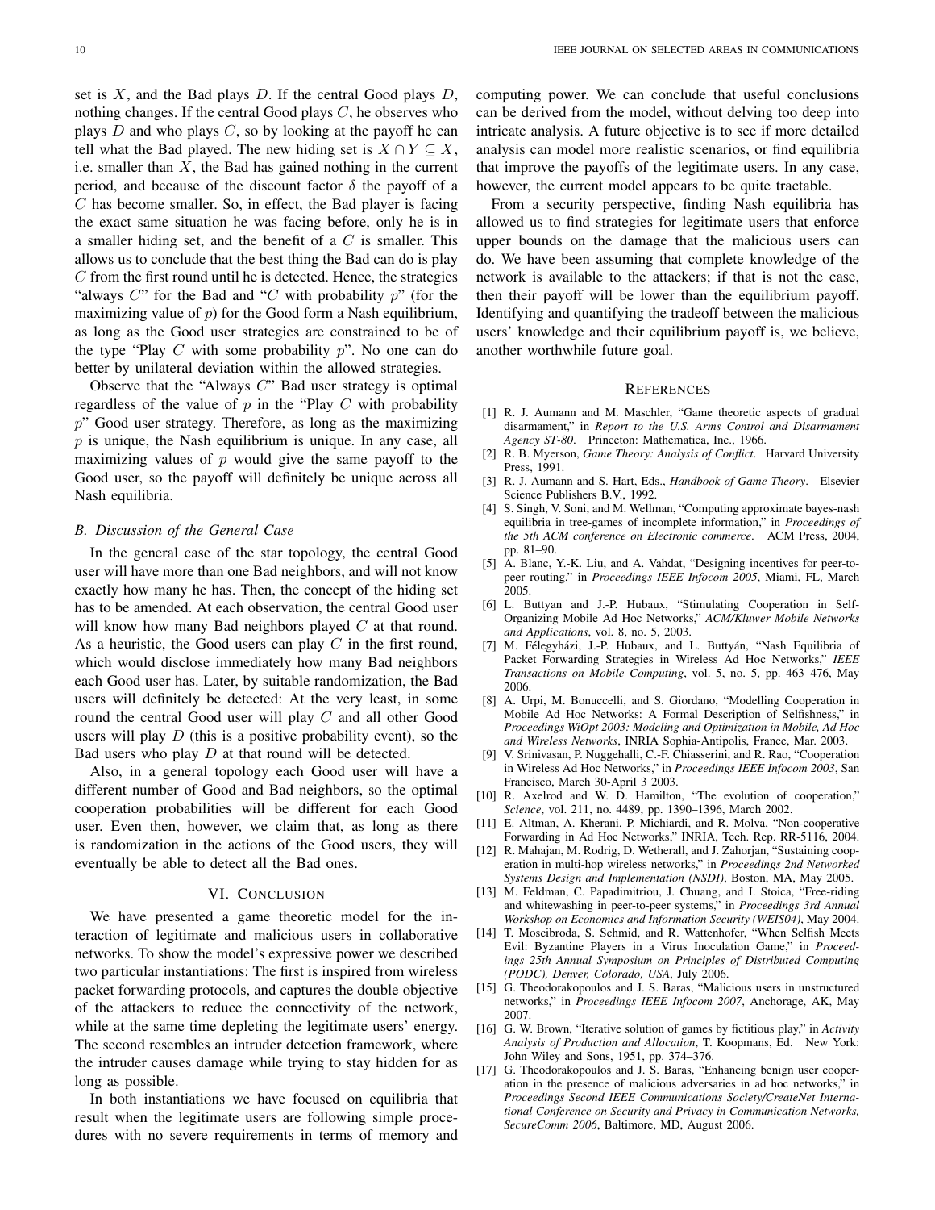set is $X$, and the Bad plays $D$. If the central Good plays $D$, nothing changes. If the central Good plays $C$, he observes who plays $D$ and who plays $C$, so by looking at the payoff he can tell what the Bad played. The new hiding set is $X \cap Y \subseteq X$, i.e. smaller than $X$, the Bad has gained nothing in the current period, and because of the discount factor $\delta$ the payoff of a $C$ has become smaller. So, in effect, the Bad player is facing the exact same situation he was facing before, only he is in a smaller hiding set, and the benefit of a $C$ is smaller. This allows us to conclude that the best thing the Bad can do is play $C$ from the first round until he is detected. Hence, the strategies "always $C$" for the Bad and "$C$ with probability $p$" (for the maximizing value of $p$) for the Good form a Nash equilibrium, as long as the Good user strategies are constrained to be of the type "Play $C$ with some probability $p$". No one can do better by unilateral deviation within the allowed strategies.

Observe that the "Always $C$" Bad user strategy is optimal regardless of the value of $p$ in the "Play $C$ with probability $p$" Good user strategy. Therefore, as long as the maximizing $p$ is unique, the Nash equilibrium is unique. In any case, all maximizing values of $p$ would give the same payoff to the Good user, so the payoff will definitely be unique across all Nash equilibria.

### B. Discussion of the General Case

In the general case of the star topology, the central Good user will have more than one Bad neighbors, and will not know exactly how many he has. Then, the concept of the hiding set has to be amended. At each observation, the central Good user will know how many Bad neighbors played $C$ at that round. As a heuristic, the Good users can play $C$ in the first round, which would disclose immediately how many Bad neighbors each Good user has. Later, by suitable randomization, the Bad users will definitely be detected: At the very least, in some round the central Good user will play $C$ and all other Good users will play $D$ (this is a positive probability event), so the Bad users who play $D$ at that round will be detected.

Also, in a general topology each Good user will have a different number of Good and Bad neighbors, so the optimal cooperation probabilities will be different for each Good user. Even then, however, we claim that, as long as there is randomization in the actions of the Good users, they will eventually be able to detect all the Bad ones.

## VI. Conclusion

We have presented a game theoretic model for the interaction of legitimate and malicious users in collaborative networks. To show the model's expressive power we described two particular instantiations: The first is inspired from wireless packet forwarding protocols, and captures the double objective of the attackers to reduce the connectivity of the network, while at the same time depleting the legitimate users' energy. The second resembles an intruder detection framework, where the intruder causes damage while trying to stay hidden for as long as possible.

In both instantiations we have focused on equilibria that result when the legitimate users are following simple procedures with no severe requirements in terms of memory and computing power. We can conclude that useful conclusions can be derived from the model, without delving too deep into intricate analysis. A future objective is to see if more detailed analysis can model more realistic scenarios, or find equilibria that improve the payoffs of the legitimate users. In any case, however, the current model appears to be quite tractable.

From a security perspective, finding Nash equilibria has allowed us to find strategies for legitimate users that enforce upper bounds on the damage that the malicious users can do. We have been assuming that complete knowledge of the network is available to the attackers; if that is not the case, then their payoff will be lower than the equilibrium payoff. Identifying and quantifying the tradeoff between the malicious users' knowledge and their equilibrium payoff is, we believe, another worthwhile future goal.

## References

[1] R. J. Aumann and M. Maschler, "Game theoretic aspects of gradual disarmament," in *Report to the U.S. Arms Control and Disarmament Agency ST-80*. Princeton: Mathematica, Inc., 1966.

[2] R. B. Myerson, *Game Theory: Analysis of Conflict*. Harvard University Press, 1991.

[3] R. J. Aumann and S. Hart, Eds., *Handbook of Game Theory*. Elsevier Science Publishers B.V., 1992.

[4] S. Singh, V. Soni, and M. Wellman, "Computing approximate bayes-nash equilibria in tree-games of incomplete information," in *Proceedings of the 5th ACM conference on Electronic commerce*. ACM Press, 2004, pp. 81–90.

[5] A. Blanc, Y.-K. Liu, and A. Vahdat, "Designing incentives for peer-to-peer routing," in *Proceedings IEEE Infocom 2005*, Miami, FL, March 2005.

[6] L. Buttyan and J.-P. Hubaux, "Stimulating Cooperation in Self-Organizing Mobile Ad Hoc Networks," *ACM/Kluwer Mobile Networks and Applications*, vol. 8, no. 5, 2003.

[7] M. Félegyházi, J.-P. Hubaux, and L. Buttyán, "Nash Equilibria of Packet Forwarding Strategies in Wireless Ad Hoc Networks," *IEEE Transactions on Mobile Computing*, vol. 5, no. 5, pp. 463–476, May 2006.

[8] A. Urpi, M. Bonuccelli, and S. Giordano, "Modelling Cooperation in Mobile Ad Hoc Networks: A Formal Description of Selfishness," in *Proceedings WiOpt 2003: Modeling and Optimization in Mobile, Ad Hoc and Wireless Networks*, INRIA Sophia-Antipolis, France, Mar. 2003.

[9] V. Srinivasan, P. Nuggehalli, C.-F. Chiasserini, and R. Rao, "Cooperation in Wireless Ad Hoc Networks," in *Proceedings IEEE Infocom 2003*, San Francisco, March 30-April 3 2003.

[10] R. Axelrod and W. D. Hamilton, "The evolution of cooperation," *Science*, vol. 211, no. 4489, pp. 1390–1396, March 2002.

[11] E. Altman, A. Kherani, P. Michiardi, and R. Molva, "Non-cooperative Forwarding in Ad Hoc Networks," INRIA, Tech. Rep. RR-5116, 2004.

[12] R. Mahajan, M. Rodrig, D. Wetherall, and J. Zahorjan, "Sustaining cooperation in multi-hop wireless networks," in *Proceedings 2nd Networked Systems Design and Implementation (NSDI)*, Boston, MA, May 2005.

[13] M. Feldman, C. Papadimitriou, J. Chuang, and I. Stoica, "Free-riding and whitewashing in peer-to-peer systems," in *Proceedings 3rd Annual Workshop on Economics and Information Security (WEIS04)*, May 2004.

[14] T. Moscibroda, S. Schmid, and R. Wattenhofer, "When Selfish Meets Evil: Byzantine Players in a Virus Inoculation Game," in *Proceedings 25th Annual Symposium on Principles of Distributed Computing (PODC), Denver, Colorado, USA*, July 2006.

[15] G. Theodorakopoulos and J. S. Baras, "Malicious users in unstructured networks," in *Proceedings IEEE Infocom 2007*, Anchorage, AK, May 2007.

[16] G. W. Brown, "Iterative solution of games by fictitious play," in *Activity Analysis of Production and Allocation*, T. Koopmans, Ed. New York: John Wiley and Sons, 1951, pp. 374–376.

[17] G. Theodorakopoulos and J. S. Baras, "Enhancing benign user cooperation in the presence of malicious adversaries in ad hoc networks," in *Proceedings Second IEEE Communications Society/CreateNet International Conference on Security and Privacy in Communication Networks, SecureComm 2006*, Baltimore, MD, August 2006.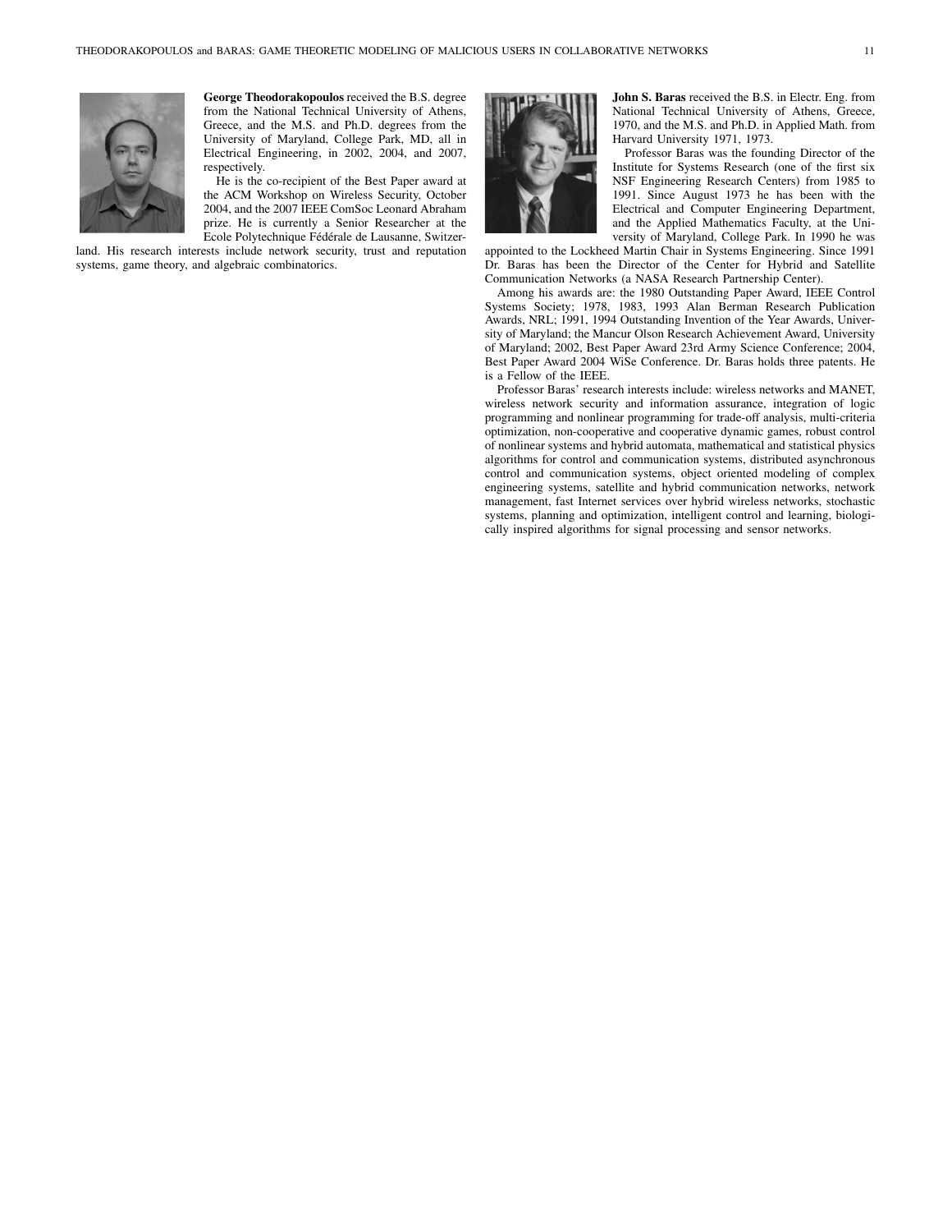**George Theodorakopoulos** received the B.S. degree from the National Technical University of Athens, Greece, and the M.S. and Ph.D. degrees from the University of Maryland, College Park, MD, all in Electrical Engineering, in 2002, 2004, and 2007, respectively.

He is the co-recipient of the Best Paper award at the ACM Workshop on Wireless Security, October 2004, and the 2007 IEEE ComSoc Leonard Abraham prize. He is currently a Senior Researcher at the Ecole Polytechnique Fédérale de Lausanne, Switzerland. His research interests include network security, trust and reputation systems, game theory, and algebraic combinatorics.

**John S. Baras** received the B.S. in Electr. Eng. from National Technical University of Athens, Greece, 1970, and the M.S. and Ph.D. in Applied Math. from Harvard University 1971, 1973.

Professor Baras was the founding Director of the Institute for Systems Research (one of the first six NSF Engineering Research Centers) from 1985 to 1991. Since August 1973 he has been with the Electrical and Computer Engineering Department, and the Applied Mathematics Faculty, at the University of Maryland, College Park. In 1990 he was appointed to the Lockheed Martin Chair in Systems Engineering. Since 1991 Dr. Baras has been the Director of the Center for Hybrid and Satellite Communication Networks (a NASA Research Partnership Center).

Among his awards are: the 1980 Outstanding Paper Award, IEEE Control Systems Society; 1978, 1983, 1993 Alan Berman Research Publication Awards, NRL; 1991, 1994 Outstanding Invention of the Year Awards, University of Maryland; the Mancur Olson Research Achievement Award, University of Maryland; 2002, Best Paper Award 23rd Army Science Conference; 2004, Best Paper Award 2004 WiSe Conference. Dr. Baras holds three patents. He is a Fellow of the IEEE.

Professor Baras' research interests include: wireless networks and MANET, wireless network security and information assurance, integration of logic programming and nonlinear programming for trade-off analysis, multi-criteria optimization, non-cooperative and cooperative dynamic games, robust control of nonlinear systems and hybrid automata, mathematical and statistical physics algorithms for control and communication systems, distributed asynchronous control and communication systems, object oriented modeling of complex engineering systems, satellite and hybrid communication networks, network management, fast Internet services over hybrid wireless networks, stochastic systems, planning and optimization, intelligent control and learning, biologically inspired algorithms for signal processing and sensor networks.